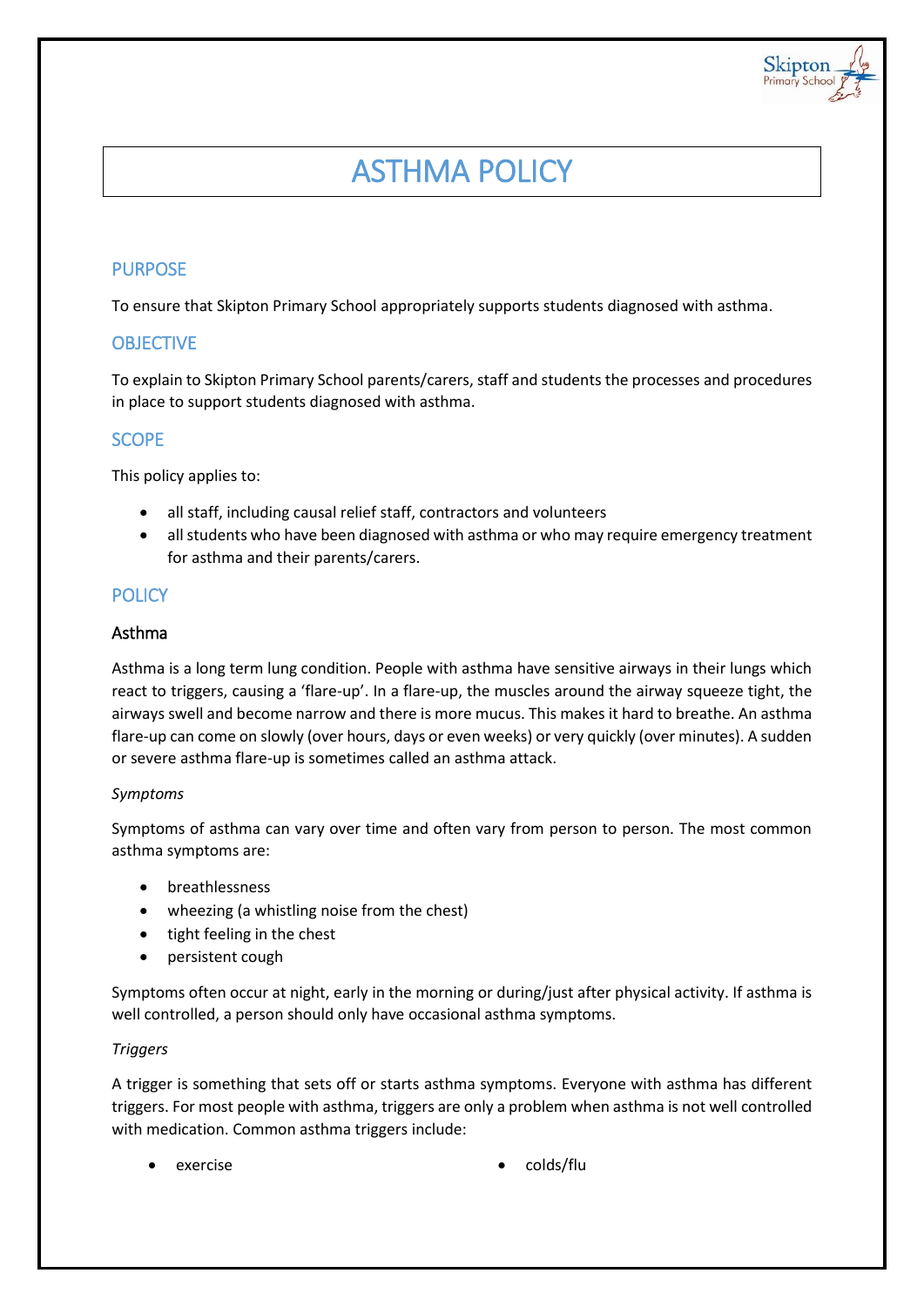# ASTHMA POLICY

## PURPOSE

To ensure that Skipton Primary School appropriately supports students diagnosed with asthma.

## OBJECTIVE

To explain to Skipton Primary School parents/carers, staff and students the processes and procedures in place to support students diagnosed with asthma.

## SCOPE

This policy applies to:

- all staff, including causal relief staff, contractors and volunteers
- all students who have been diagnosed with asthma or who may require emergency treatment for asthma and their parents/carers.

## POLICY

### Asthma

Asthma is a long term lung condition. People with asthma have sensitive airways in their lungs which react to triggers, causing a 'flare-up'. In a flare-up, the muscles around the airway squeeze tight, the airways swell and become narrow and there is more mucus. This makes it hard to breathe. An asthma flare-up can come on slowly (over hours, days or even weeks) or very quickly (over minutes). A sudden or severe asthma flare-up is sometimes called an asthma attack.

*Symptoms*

Symptoms of asthma can vary over time and often vary from person to person. The most common asthma symptoms are:

- breathlessness
- wheezing (a whistling noise from the chest)
- tight feeling in the chest
- persistent cough

Symptoms often occur at night, early in the morning or during/just after physical activity. If asthma is well controlled, a person should only have occasional asthma symptoms.

*Triggers*

A trigger is something that sets off or starts asthma symptoms. Everyone with asthma has different triggers. For most people with asthma, triggers are only a problem when asthma is not well controlled with medication. Common asthma triggers include:

- exercise
- colds/flu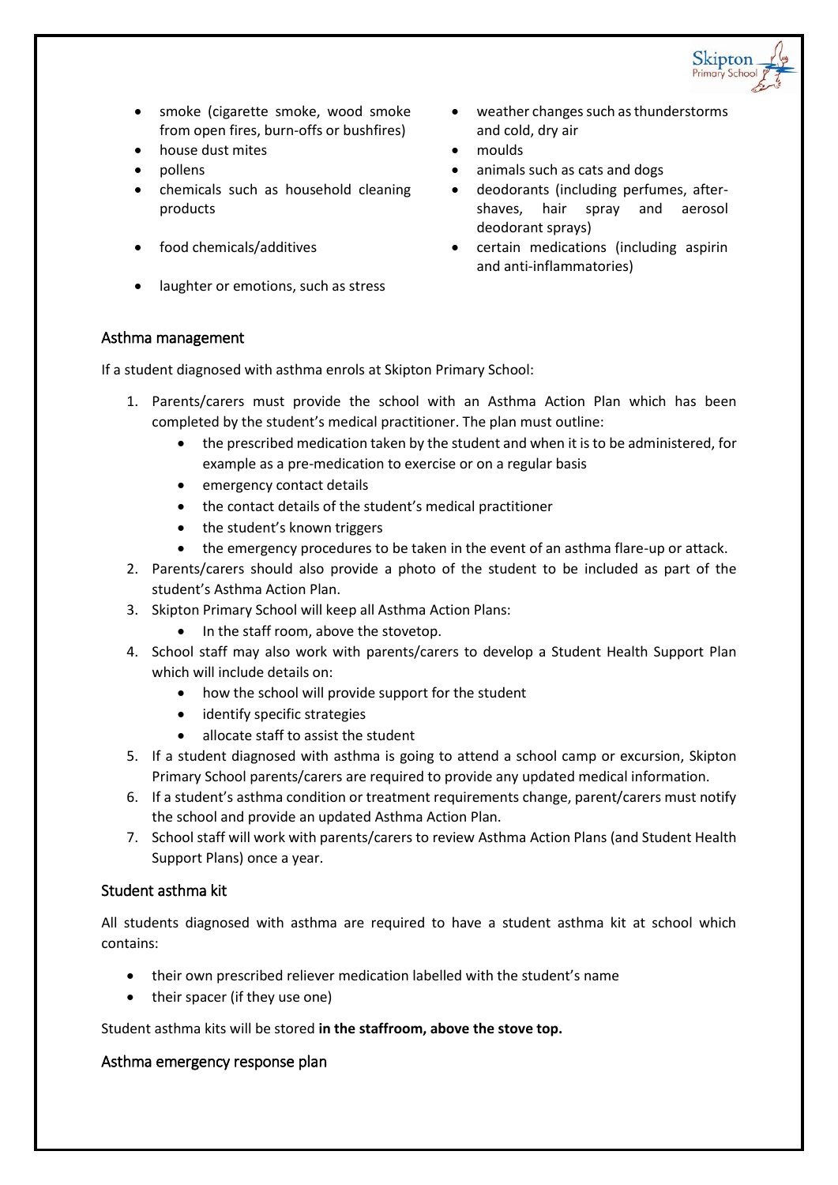- smoke (cigarette smoke, wood smoke from open fires, burn-offs or bushfires)
- house dust mites
- pollens
- chemicals such as household cleaning products
- food chemicals/additives
- laughter or emotions, such as stress
- weather changes such as thunderstorms and cold, dry air
- moulds
- animals such as cats and dogs
- deodorants (including perfumes, after-shaves, hair spray and aerosol deodorant sprays)
- certain medications (including aspirin and anti-inflammatories)

## Asthma management

If a student diagnosed with asthma enrols at Skipton Primary School:

1. Parents/carers must provide the school with an Asthma Action Plan which has been completed by the student's medical practitioner. The plan must outline:
    - the prescribed medication taken by the student and when it is to be administered, for example as a pre-medication to exercise or on a regular basis
    - emergency contact details
    - the contact details of the student's medical practitioner
    - the student's known triggers
    - the emergency procedures to be taken in the event of an asthma flare-up or attack.
2. Parents/carers should also provide a photo of the student to be included as part of the student's Asthma Action Plan.
3. Skipton Primary School will keep all Asthma Action Plans:
    - In the staff room, above the stovetop.
4. School staff may also work with parents/carers to develop a Student Health Support Plan which will include details on:
    - how the school will provide support for the student
    - identify specific strategies
    - allocate staff to assist the student
5. If a student diagnosed with asthma is going to attend a school camp or excursion, Skipton Primary School parents/carers are required to provide any updated medical information.
6. If a student's asthma condition or treatment requirements change, parent/carers must notify the school and provide an updated Asthma Action Plan.
7. School staff will work with parents/carers to review Asthma Action Plans (and Student Health Support Plans) once a year.

## Student asthma kit

All students diagnosed with asthma are required to have a student asthma kit at school which contains:

- their own prescribed reliever medication labelled with the student's name
- their spacer (if they use one)

Student asthma kits will be stored **in the staffroom, above the stove top.**

## Asthma emergency response plan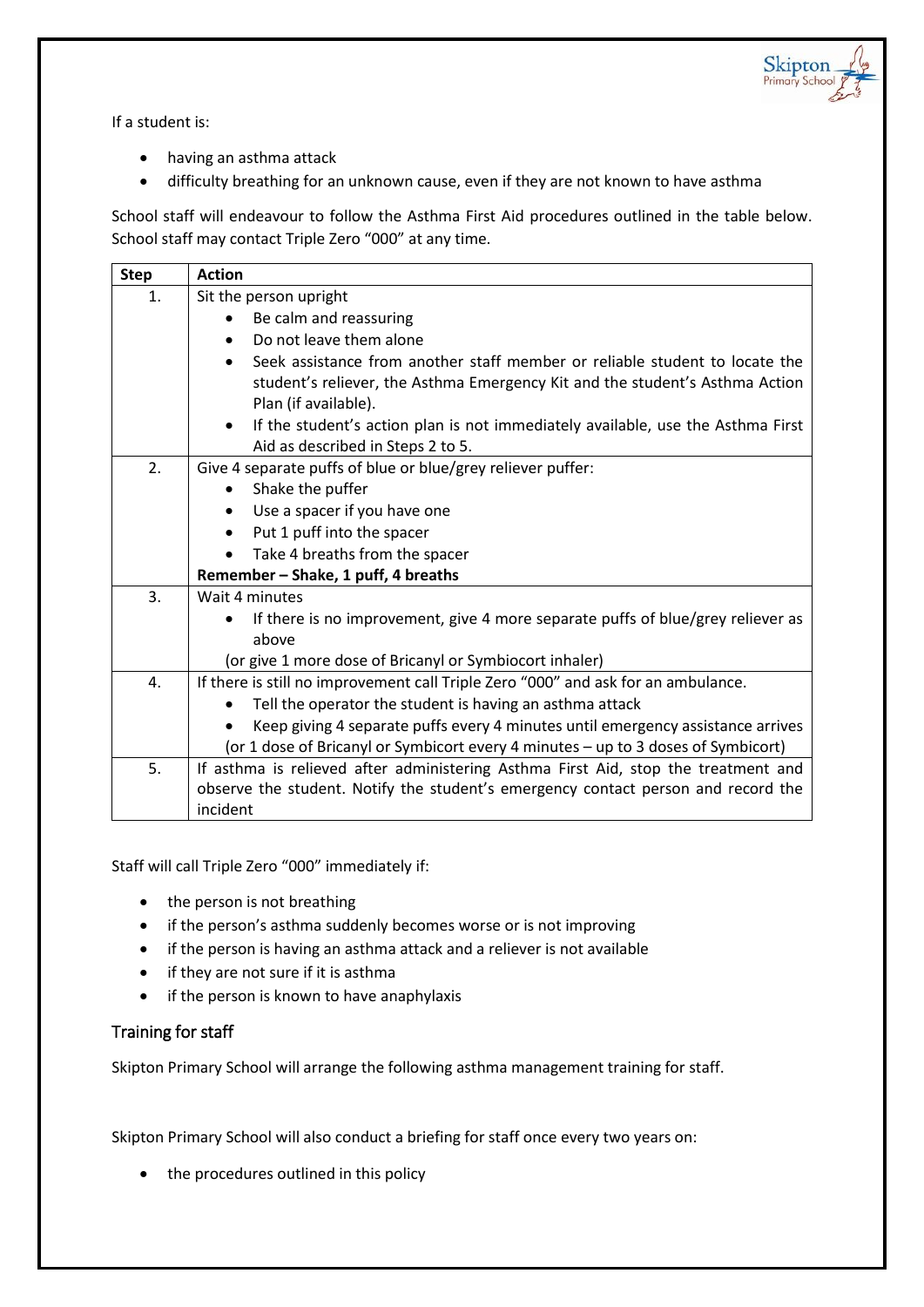If a student is:

- having an asthma attack
- difficulty breathing for an unknown cause, even if they are not known to have asthma

School staff will endeavour to follow the Asthma First Aid procedures outlined in the table below. School staff may contact Triple Zero "000" at any time.

| Step | Action |
|---|---|
| 1. | Sit the person upright<br>• Be calm and reassuring<br>• Do not leave them alone<br>• Seek assistance from another staff member or reliable student to locate the student's reliever, the Asthma Emergency Kit and the student's Asthma Action Plan (if available).<br>• If the student's action plan is not immediately available, use the Asthma First Aid as described in Steps 2 to 5. |
| 2. | Give 4 separate puffs of blue or blue/grey reliever puffer:<br>• Shake the puffer<br>• Use a spacer if you have one<br>• Put 1 puff into the spacer<br>• Take 4 breaths from the spacer<br>**Remember – Shake, 1 puff, 4 breaths** |
| 3. | Wait 4 minutes<br>• If there is no improvement, give 4 more separate puffs of blue/grey reliever as above<br>(or give 1 more dose of Bricanyl or Symbiocort inhaler) |
| 4. | If there is still no improvement call Triple Zero "000" and ask for an ambulance.<br>• Tell the operator the student is having an asthma attack<br>• Keep giving 4 separate puffs every 4 minutes until emergency assistance arrives<br>(or 1 dose of Bricanyl or Symbicort every 4 minutes – up to 3 doses of Symbicort) |
| 5. | If asthma is relieved after administering Asthma First Aid, stop the treatment and observe the student. Notify the student's emergency contact person and record the incident |

Staff will call Triple Zero "000" immediately if:

- the person is not breathing
- if the person's asthma suddenly becomes worse or is not improving
- if the person is having an asthma attack and a reliever is not available
- if they are not sure if it is asthma
- if the person is known to have anaphylaxis

## Training for staff

Skipton Primary School will arrange the following asthma management training for staff.

Skipton Primary School will also conduct a briefing for staff once every two years on:

- the procedures outlined in this policy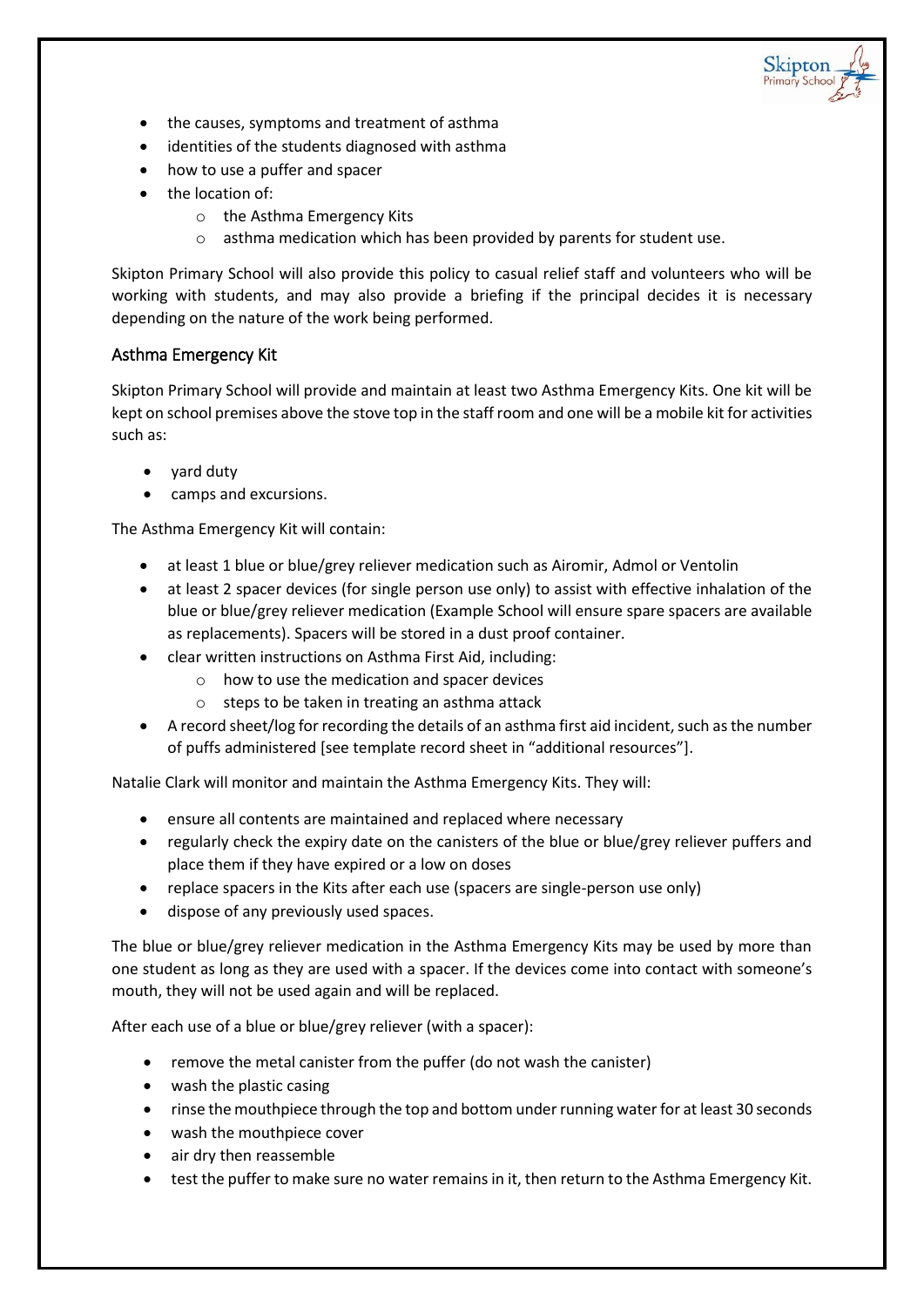- the causes, symptoms and treatment of asthma
- identities of the students diagnosed with asthma
- how to use a puffer and spacer
- the location of:
  - the Asthma Emergency Kits
  - asthma medication which has been provided by parents for student use.

Skipton Primary School will also provide this policy to casual relief staff and volunteers who will be working with students, and may also provide a briefing if the principal decides it is necessary depending on the nature of the work being performed.

### Asthma Emergency Kit

Skipton Primary School will provide and maintain at least two Asthma Emergency Kits. One kit will be kept on school premises above the stove top in the staff room and one will be a mobile kit for activities such as:

- yard duty
- camps and excursions.

The Asthma Emergency Kit will contain:

- at least 1 blue or blue/grey reliever medication such as Airomir, Admol or Ventolin
- at least 2 spacer devices (for single person use only) to assist with effective inhalation of the blue or blue/grey reliever medication (Example School will ensure spare spacers are available as replacements). Spacers will be stored in a dust proof container.
- clear written instructions on Asthma First Aid, including:
  - how to use the medication and spacer devices
  - steps to be taken in treating an asthma attack
- A record sheet/log for recording the details of an asthma first aid incident, such as the number of puffs administered [see template record sheet in "additional resources"].

Natalie Clark will monitor and maintain the Asthma Emergency Kits. They will:

- ensure all contents are maintained and replaced where necessary
- regularly check the expiry date on the canisters of the blue or blue/grey reliever puffers and place them if they have expired or a low on doses
- replace spacers in the Kits after each use (spacers are single-person use only)
- dispose of any previously used spaces.

The blue or blue/grey reliever medication in the Asthma Emergency Kits may be used by more than one student as long as they are used with a spacer. If the devices come into contact with someone's mouth, they will not be used again and will be replaced.

After each use of a blue or blue/grey reliever (with a spacer):

- remove the metal canister from the puffer (do not wash the canister)
- wash the plastic casing
- rinse the mouthpiece through the top and bottom under running water for at least 30 seconds
- wash the mouthpiece cover
- air dry then reassemble
- test the puffer to make sure no water remains in it, then return to the Asthma Emergency Kit.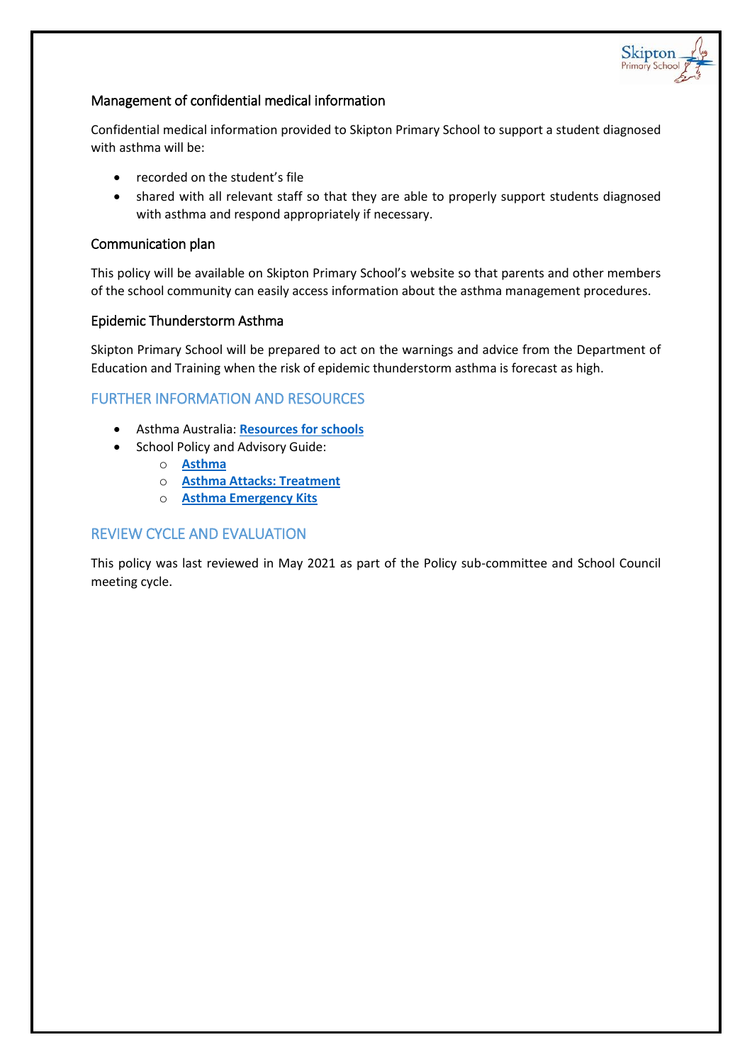### Management of confidential medical information

Confidential medical information provided to Skipton Primary School to support a student diagnosed with asthma will be:

- recorded on the student's file
- shared with all relevant staff so that they are able to properly support students diagnosed with asthma and respond appropriately if necessary.

### Communication plan

This policy will be available on Skipton Primary School's website so that parents and other members of the school community can easily access information about the asthma management procedures.

### Epidemic Thunderstorm Asthma

Skipton Primary School will be prepared to act on the warnings and advice from the Department of Education and Training when the risk of epidemic thunderstorm asthma is forecast as high.

## FURTHER INFORMATION AND RESOURCES

- Asthma Australia: **Resources for schools**
- School Policy and Advisory Guide:
  - **Asthma**
  - **Asthma Attacks: Treatment**
  - **Asthma Emergency Kits**

## REVIEW CYCLE AND EVALUATION

This policy was last reviewed in May 2021 as part of the Policy sub-committee and School Council meeting cycle.